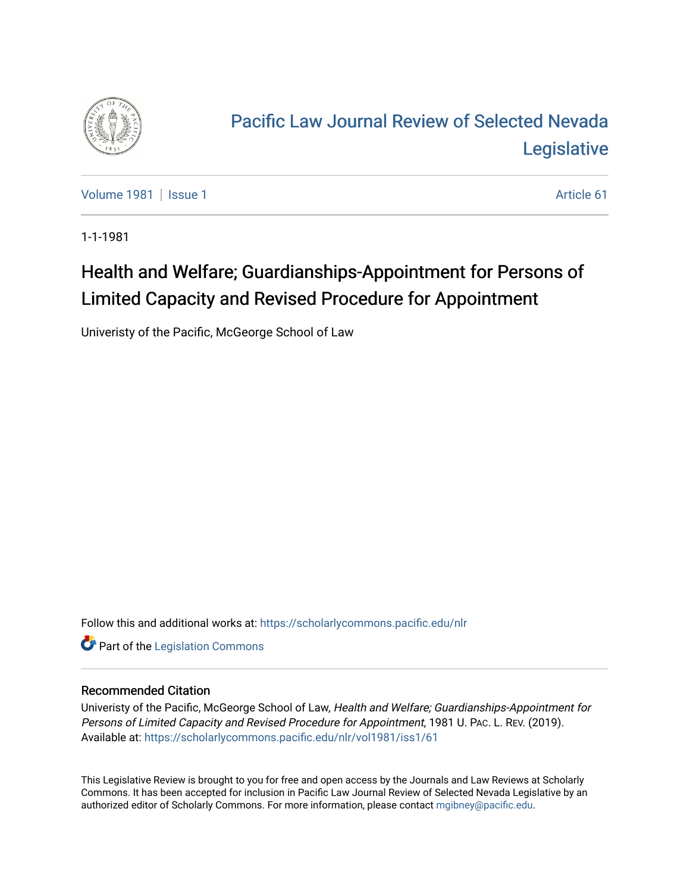# Pacific Law Journal Review of Selected Nevada Legislative

Volume 1981 | Issue 1 Article 61

1-1-1981

## Health and Welfare; Guardianships-Appointment for Persons of Limited Capacity and Revised Procedure for Appointment

Univeristy of the Pacific, McGeorge School of Law

Follow this and additional works at: https://scholarlycommons.pacific.edu/nlr

Part of the Legislation Commons

### Recommended Citation

Univeristy of the Pacific, McGeorge School of Law, *Health and Welfare; Guardianships-Appointment for Persons of Limited Capacity and Revised Procedure for Appointment*, 1981 U. Pac. L. Rev. (2019).
Available at: https://scholarlycommons.pacific.edu/nlr/vol1981/iss1/61

This Legislative Review is brought to you for free and open access by the Journals and Law Reviews at Scholarly Commons. It has been accepted for inclusion in Pacific Law Journal Review of Selected Nevada Legislative by an authorized editor of Scholarly Commons. For more information, please contact mgibney@pacific.edu.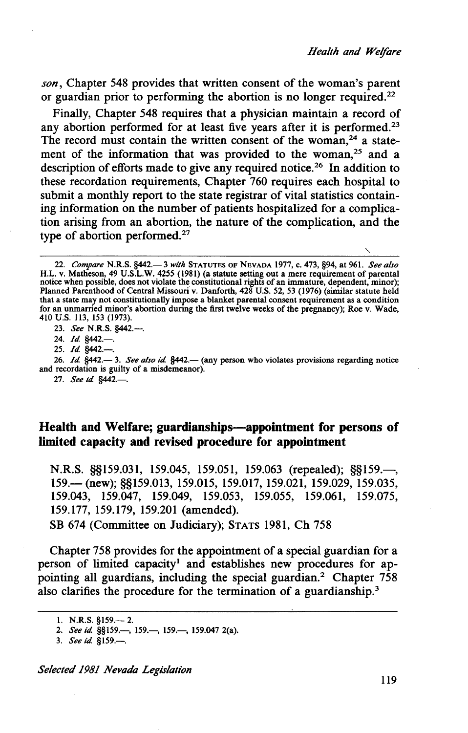*son*, Chapter 548 provides that written consent of the woman's parent or guardian prior to performing the abortion is no longer required.[22]

Finally, Chapter 548 requires that a physician maintain a record of any abortion performed for at least five years after it is performed.[23] The record must contain the written consent of the woman,[24] a statement of the information that was provided to the woman,[25] and a description of efforts made to give any required notice.[26] In addition to these recordation requirements, Chapter 760 requires each hospital to submit a monthly report to the state registrar of vital statistics containing information on the number of patients hospitalized for a complication arising from an abortion, the nature of the complication, and the type of abortion performed.[27]

---

22. *Compare* N.R.S. §442.— 3 *with* STATUTES OF NEVADA 1977, c. 473, §94, at 961. *See also* H.L. v. Matheson, 49 U.S.L.W. 4255 (1981) (a statute setting out a mere requirement of parental notice when possible, does not violate the constitutional rights of an immature, dependent, minor); Planned Parenthood of Central Missouri v. Danforth, 428 U.S. 52, 53 (1976) (similar statute held that a state may not constitutionally impose a blanket parental consent requirement as a condition for an unmarried minor's abortion during the first twelve weeks of the pregnancy); Roe v. Wade, 410 U.S. 113, 153 (1973).

23. *See* N.R.S. §442.—.

24. *Id.* §442.—.

25. *Id.* §442.—.

26. *Id.* §442.— 3. *See also id.* §442.— (any person who violates provisions regarding notice and recordation is guilty of a misdemeanor).

27. *See id.* §442.—.

## Health and Welfare; guardianships—appointment for persons of limited capacity and revised procedure for appointment

N.R.S. §§159.031, 159.045, 159.051, 159.063 (repealed); §§159.—, 159.— (new); §§159.013, 159.015, 159.017, 159.021, 159.029, 159.035, 159.043, 159.047, 159.049, 159.053, 159.055, 159.061, 159.075, 159.177, 159.179, 159.201 (amended).
SB 674 (Committee on Judiciary); STATS 1981, Ch 758

Chapter 758 provides for the appointment of a special guardian for a person of limited capacity[1] and establishes new procedures for appointing all guardians, including the special guardian.[2] Chapter 758 also clarifies the procedure for the termination of a guardianship.[3]

---

1. N.R.S. §159.— 2.

2. *See id.* §§159.—, 159.—, 159.—, 159.047 2(a).

3. *See id.* §159.—.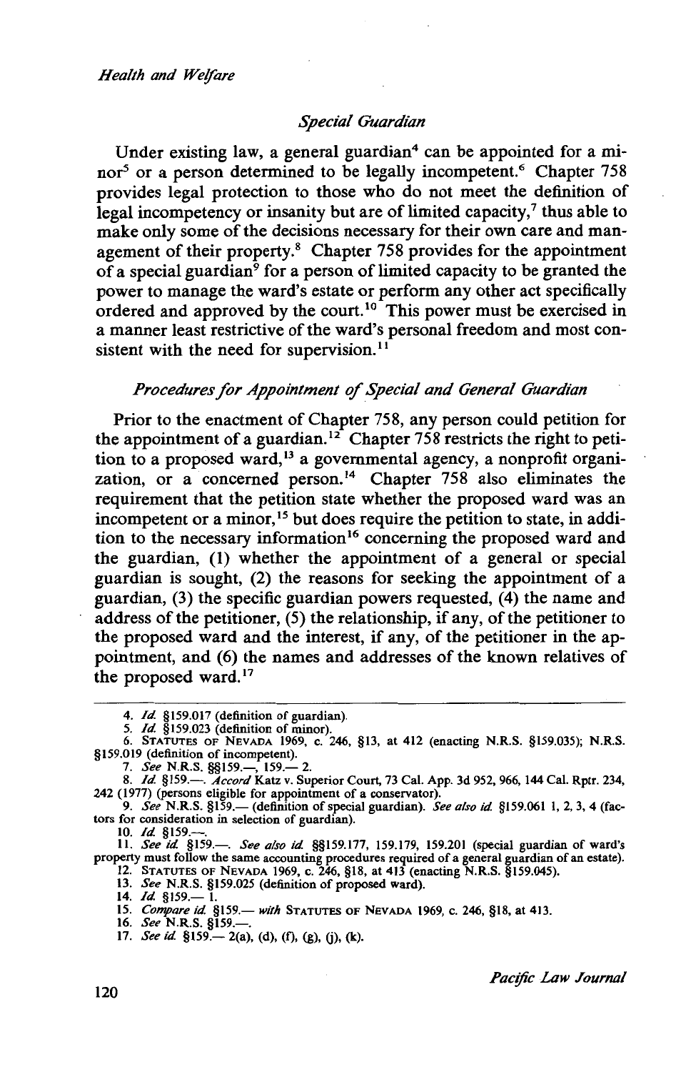*Health and Welfare*

### *Special Guardian*

Under existing law, a general guardian[4] can be appointed for a minor[5] or a person determined to be legally incompetent.[6] Chapter 758 provides legal protection to those who do not meet the definition of legal incompetency or insanity but are of limited capacity,[7] thus able to make only some of the decisions necessary for their own care and management of their property.[8] Chapter 758 provides for the appointment of a special guardian[9] for a person of limited capacity to be granted the power to manage the ward's estate or perform any other act specifically ordered and approved by the court.[10] This power must be exercised in a manner least restrictive of the ward's personal freedom and most consistent with the need for supervision.[11]

### *Procedures for Appointment of Special and General Guardian*

Prior to the enactment of Chapter 758, any person could petition for the appointment of a guardian.[12] Chapter 758 restricts the right to petition to a proposed ward,[13] a governmental agency, a nonprofit organization, or a concerned person.[14] Chapter 758 also eliminates the requirement that the petition state whether the proposed ward was an incompetent or a minor,[15] but does require the petition to state, in addition to the necessary information[16] concerning the proposed ward and the guardian, (1) whether the appointment of a general or special guardian is sought, (2) the reasons for seeking the appointment of a guardian, (3) the specific guardian powers requested, (4) the name and address of the petitioner, (5) the relationship, if any, of the petitioner to the proposed ward and the interest, if any, of the petitioner in the appointment, and (6) the names and addresses of the known relatives of the proposed ward.[17]

---

4. *Id.* §159.017 (definition of guardian).
5. *Id.* §159.023 (definition of minor).
6. STATUTES OF NEVADA 1969, c. 246, §13, at 412 (enacting N.R.S. §159.035); N.R.S. §159.019 (definition of incompetent).
7. *See* N.R.S. §§159.—, 159.— 2.
8. *Id.* §159.—. *Accord* Katz v. Superior Court, 73 Cal. App. 3d 952, 966, 144 Cal. Rptr. 234, 242 (1977) (persons eligible for appointment of a conservator).
9. *See* N.R.S. §159.— (definition of special guardian). *See also id.* §159.061 1, 2, 3, 4 (factors for consideration in selection of guardian).
10. *Id.* §159.—.
11. *See id.* §159.—. *See also id.* §§159.177, 159.179, 159.201 (special guardian of ward's property must follow the same accounting procedures required of a general guardian of an estate).
12. STATUTES OF NEVADA 1969, c. 246, §18, at 413 (enacting N.R.S. §159.045).
13. *See* N.R.S. §159.025 (definition of proposed ward).
14. *Id.* §159.— 1.
15. *Compare id.* §159.— *with* STATUTES OF NEVADA 1969, c. 246, §18, at 413.
16. *See* N.R.S. §159.—.
17. *See id.* §159.— 2(a), (d), (f), (g), (j), (k).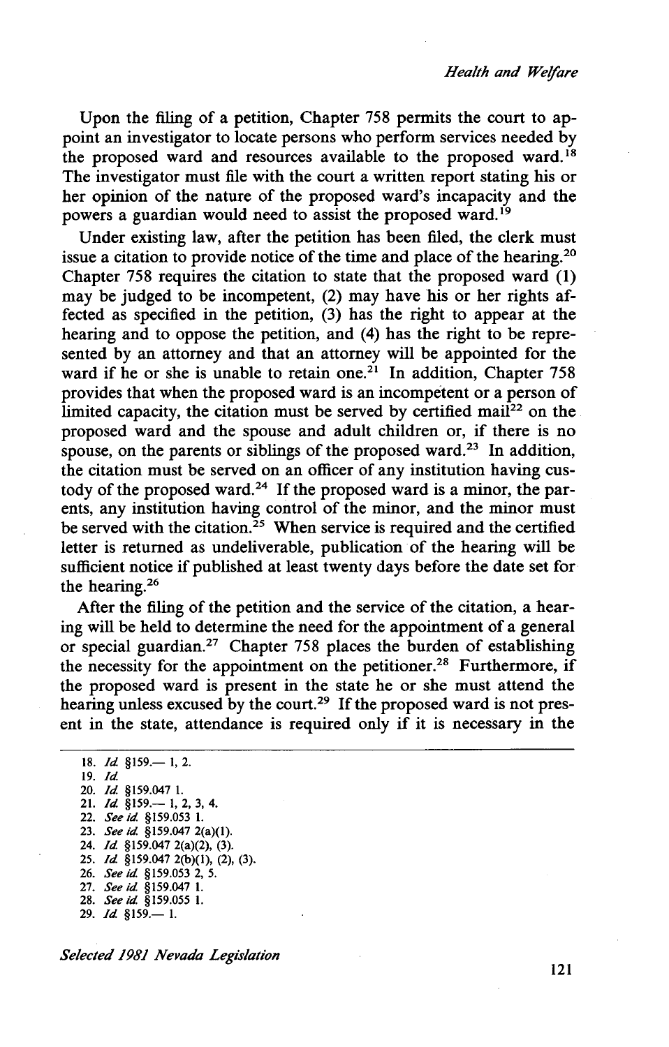Upon the filing of a petition, Chapter 758 permits the court to appoint an investigator to locate persons who perform services needed by the proposed ward and resources available to the proposed ward.[18] The investigator must file with the court a written report stating his or her opinion of the nature of the proposed ward's incapacity and the powers a guardian would need to assist the proposed ward.[19]

Under existing law, after the petition has been filed, the clerk must issue a citation to provide notice of the time and place of the hearing.[20] Chapter 758 requires the citation to state that the proposed ward (1) may be judged to be incompetent, (2) may have his or her rights affected as specified in the petition, (3) has the right to appear at the hearing and to oppose the petition, and (4) has the right to be represented by an attorney and that an attorney will be appointed for the ward if he or she is unable to retain one.[21] In addition, Chapter 758 provides that when the proposed ward is an incompetent or a person of limited capacity, the citation must be served by certified mail[22] on the proposed ward and the spouse and adult children or, if there is no spouse, on the parents or siblings of the proposed ward.[23] In addition, the citation must be served on an officer of any institution having custody of the proposed ward.[24] If the proposed ward is a minor, the parents, any institution having control of the minor, and the minor must be served with the citation.[25] When service is required and the certified letter is returned as undeliverable, publication of the hearing will be sufficient notice if published at least twenty days before the date set for the hearing.[26]

After the filing of the petition and the service of the citation, a hearing will be held to determine the need for the appointment of a general or special guardian.[27] Chapter 758 places the burden of establishing the necessity for the appointment on the petitioner.[28] Furthermore, if the proposed ward is present in the state he or she must attend the hearing unless excused by the court.[29] If the proposed ward is not present in the state, attendance is required only if it is necessary in the

---

18. *Id.* §159.— 1, 2.
19. *Id.*
20. *Id.* §159.047 1.
21. *Id.* §159.— 1, 2, 3, 4.
22. *See id.* §159.053 1.
23. *See id.* §159.047 2(a)(1).
24. *Id.* §159.047 2(a)(2), (3).
25. *Id.* §159.047 2(b)(1), (2), (3).
26. *See id.* §159.053 2, 5.
27. *See id.* §159.047 1.
28. *See id.* §159.055 1.
29. *Id.* §159.— 1.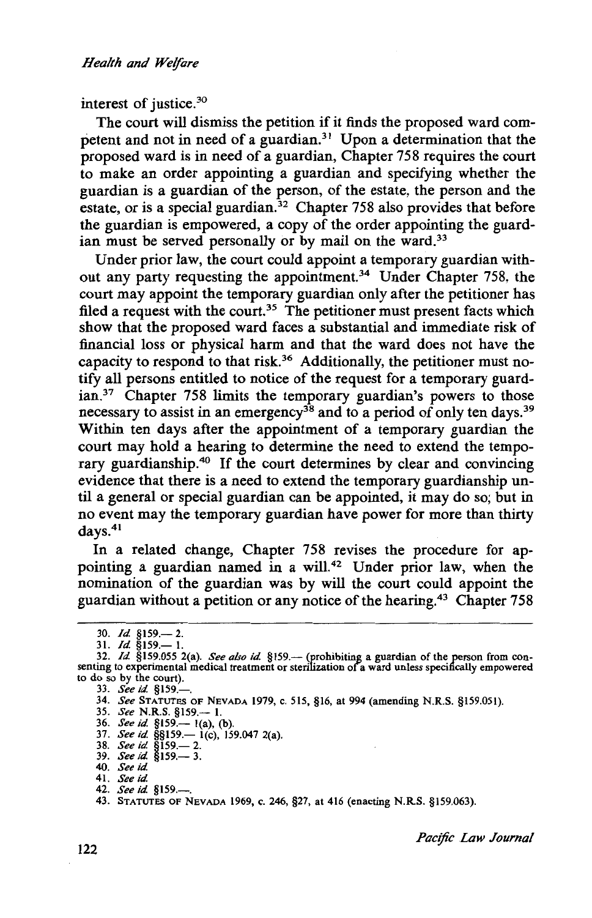interest of justice.[30]

The court will dismiss the petition if it finds the proposed ward competent and not in need of a guardian.[31] Upon a determination that the proposed ward is in need of a guardian, Chapter 758 requires the court to make an order appointing a guardian and specifying whether the guardian is a guardian of the person, of the estate, the person and the estate, or is a special guardian.[32] Chapter 758 also provides that before the guardian is empowered, a copy of the order appointing the guardian must be served personally or by mail on the ward.[33]

Under prior law, the court could appoint a temporary guardian without any party requesting the appointment.[34] Under Chapter 758, the court may appoint the temporary guardian only after the petitioner has filed a request with the court.[35] The petitioner must present facts which show that the proposed ward faces a substantial and immediate risk of financial loss or physical harm and that the ward does not have the capacity to respond to that risk.[36] Additionally, the petitioner must notify all persons entitled to notice of the request for a temporary guardian.[37] Chapter 758 limits the temporary guardian's powers to those necessary to assist in an emergency[38] and to a period of only ten days.[39] Within ten days after the appointment of a temporary guardian the court may hold a hearing to determine the need to extend the temporary guardianship.[40] If the court determines by clear and convincing evidence that there is a need to extend the temporary guardianship until a general or special guardian can be appointed, it may do so; but in no event may the temporary guardian have power for more than thirty days.[41]

In a related change, Chapter 758 revises the procedure for appointing a guardian named in a will.[42] Under prior law, when the nomination of the guardian was by will the court could appoint the guardian without a petition or any notice of the hearing.[43] Chapter 758

---

30. *Id.* §159.— 2.
31. *Id.* §159.— 1.
32. *Id.* §159.055 2(a). *See also id.* §159.— (prohibiting a guardian of the person from consenting to experimental medical treatment or sterilization of a ward unless specifically empowered to do so by the court).
33. *See id.* §159.—.
34. *See* STATUTES OF NEVADA 1979, c. 515, §16, at 994 (amending N.R.S. §159.051).
35. *See* N.R.S. §159.— 1.
36. *See id.* §159.— 1(a), (b).
37. *See id.* §§159.— 1(c), 159.047 2(a).
38. *See id.* §159.— 2.
39. *See id.* §159.— 3.
40. *See id.*
41. *See id.*
42. *See id.* §159.—.
43. STATUTES OF NEVADA 1969, c. 246, §27, at 416 (enacting N.R.S. §159.063).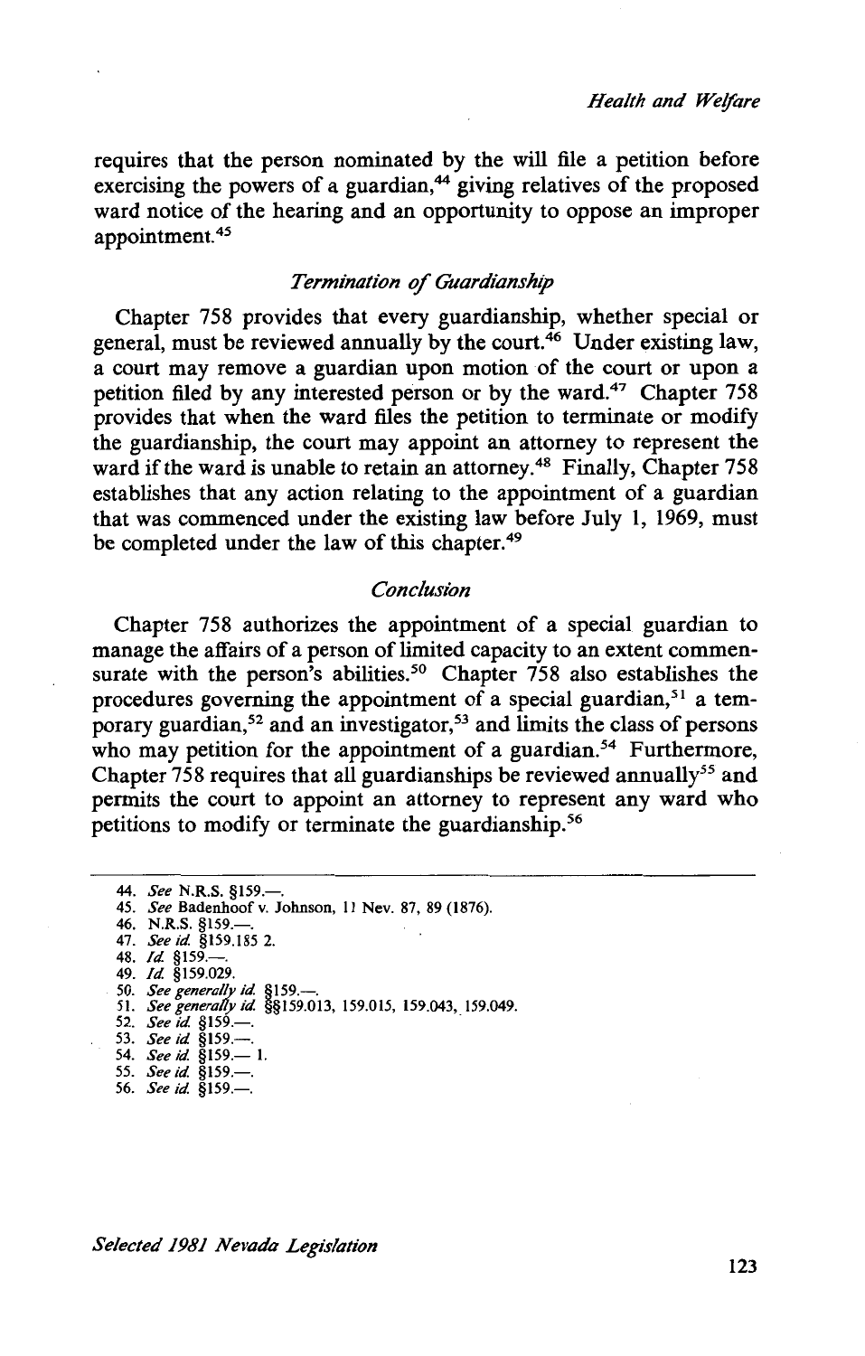requires that the person nominated by the will file a petition before exercising the powers of a guardian,[44] giving relatives of the proposed ward notice of the hearing and an opportunity to oppose an improper appointment.[45]

### *Termination of Guardianship*

Chapter 758 provides that every guardianship, whether special or general, must be reviewed annually by the court.[46] Under existing law, a court may remove a guardian upon motion of the court or upon a petition filed by any interested person or by the ward.[47] Chapter 758 provides that when the ward files the petition to terminate or modify the guardianship, the court may appoint an attorney to represent the ward if the ward is unable to retain an attorney.[48] Finally, Chapter 758 establishes that any action relating to the appointment of a guardian that was commenced under the existing law before July 1, 1969, must be completed under the law of this chapter.[49]

### *Conclusion*

Chapter 758 authorizes the appointment of a special guardian to manage the affairs of a person of limited capacity to an extent commensurate with the person's abilities.[50] Chapter 758 also establishes the procedures governing the appointment of a special guardian,[51] a temporary guardian,[52] and an investigator,[53] and limits the class of persons who may petition for the appointment of a guardian.[54] Furthermore, Chapter 758 requires that all guardianships be reviewed annually[55] and permits the court to appoint an attorney to represent any ward who petitions to modify or terminate the guardianship.[56]

---

44. *See* N.R.S. §159.—.
45. *See* Badenhoof v. Johnson, 11 Nev. 87, 89 (1876).
46. N.R.S. §159.—.
47. *See id.* §159.185 2.
48. *Id.* §159.—.
49. *Id.* §159.029.
50. *See generally id.* §159.—.
51. *See generally id.* §§159.013, 159.015, 159.043, 159.049.
52. *See id.* §159.—.
53. *See id.* §159.—.
54. *See id.* §159.— 1.
55. *See id.* §159.—.
56. *See id.* §159.—.